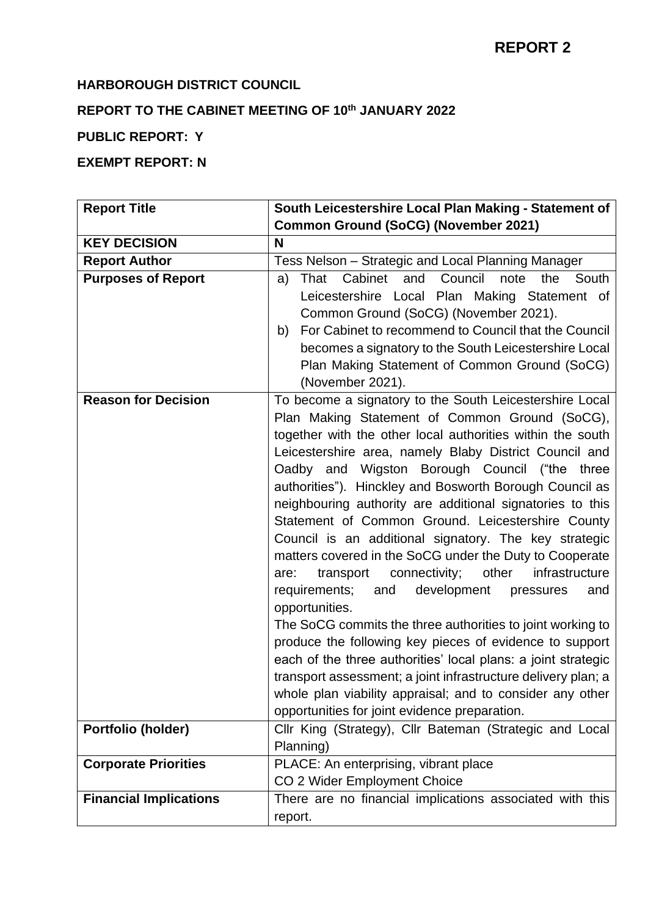**REPORT 2**

**HARBOROUGH DISTRICT COUNCIL**

**REPORT TO THE CABINET MEETING OF 10th JANUARY 2022**

**PUBLIC REPORT: Y**

**EXEMPT REPORT: N**

| **Report Title** | **South Leicestershire Local Plan Making - Statement of Common Ground (SoCG) (November 2021)** |
|---|---|
| **KEY DECISION** | **N** |
| **Report Author** | Tess Nelson – Strategic and Local Planning Manager |
| **Purposes of Report** | a) That Cabinet and Council note the South Leicestershire Local Plan Making Statement of Common Ground (SoCG) (November 2021).<br>b) For Cabinet to recommend to Council that the Council becomes a signatory to the South Leicestershire Local Plan Making Statement of Common Ground (SoCG) (November 2021). |
| **Reason for Decision** | To become a signatory to the South Leicestershire Local Plan Making Statement of Common Ground (SoCG), together with the other local authorities within the south Leicestershire area, namely Blaby District Council and Oadby and Wigston Borough Council ("the three authorities"). Hinckley and Bosworth Borough Council as neighbouring authority are additional signatories to this Statement of Common Ground. Leicestershire County Council is an additional signatory. The key strategic matters covered in the SoCG under the Duty to Cooperate are: transport connectivity; other infrastructure requirements; and development pressures and opportunities.<br>The SoCG commits the three authorities to joint working to produce the following key pieces of evidence to support each of the three authorities' local plans: a joint strategic transport assessment; a joint infrastructure delivery plan; a whole plan viability appraisal; and to consider any other opportunities for joint evidence preparation. |
| **Portfolio (holder)** | Cllr King (Strategy), Cllr Bateman (Strategic and Local Planning) |
| **Corporate Priorities** | PLACE: An enterprising, vibrant place<br>CO 2 Wider Employment Choice |
| **Financial Implications** | There are no financial implications associated with this report. |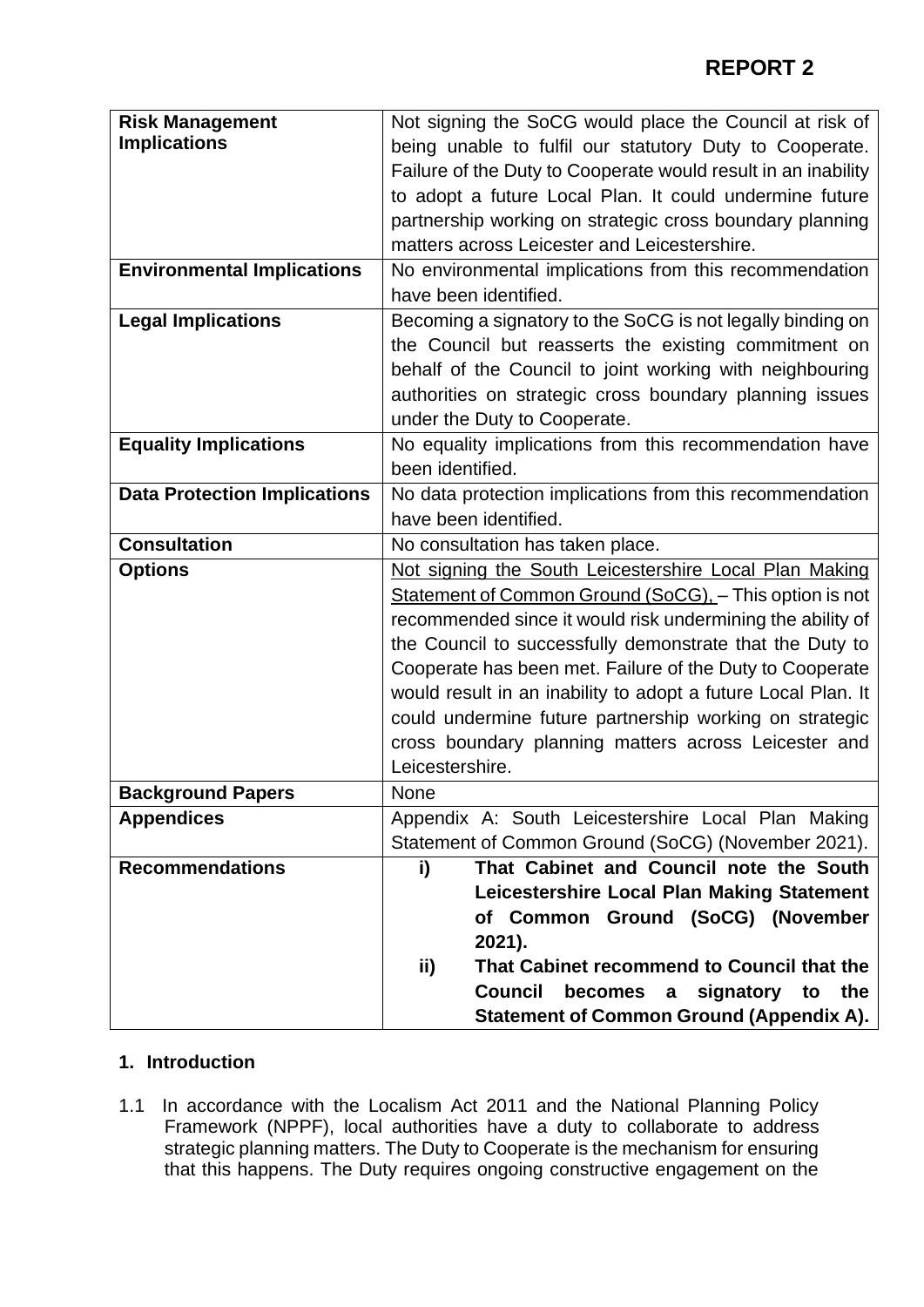**REPORT 2**

| **Risk Management Implications** | Not signing the SoCG would place the Council at risk of being unable to fulfil our statutory Duty to Cooperate. Failure of the Duty to Cooperate would result in an inability to adopt a future Local Plan. It could undermine future partnership working on strategic cross boundary planning matters across Leicester and Leicestershire. |
|---|---|
| **Environmental Implications** | No environmental implications from this recommendation have been identified. |
| **Legal Implications** | Becoming a signatory to the SoCG is not legally binding on the Council but reasserts the existing commitment on behalf of the Council to joint working with neighbouring authorities on strategic cross boundary planning issues under the Duty to Cooperate. |
| **Equality Implications** | No equality implications from this recommendation have been identified. |
| **Data Protection Implications** | No data protection implications from this recommendation have been identified. |
| **Consultation** | No consultation has taken place. |
| **Options** | Not signing the South Leicestershire Local Plan Making Statement of Common Ground (SoCG), – This option is not recommended since it would risk undermining the ability of the Council to successfully demonstrate that the Duty to Cooperate has been met. Failure of the Duty to Cooperate would result in an inability to adopt a future Local Plan. It could undermine future partnership working on strategic cross boundary planning matters across Leicester and Leicestershire. |
| **Background Papers** | None |
| **Appendices** | Appendix A: South Leicestershire Local Plan Making Statement of Common Ground (SoCG) (November 2021). |
| **Recommendations** | **i) That Cabinet and Council note the South Leicestershire Local Plan Making Statement of Common Ground (SoCG) (November 2021).** <br> **ii) That Cabinet recommend to Council that the Council becomes a signatory to the Statement of Common Ground (Appendix A).** |

## 1. Introduction

1.1 In accordance with the Localism Act 2011 and the National Planning Policy Framework (NPPF), local authorities have a duty to collaborate to address strategic planning matters. The Duty to Cooperate is the mechanism for ensuring that this happens. The Duty requires ongoing constructive engagement on the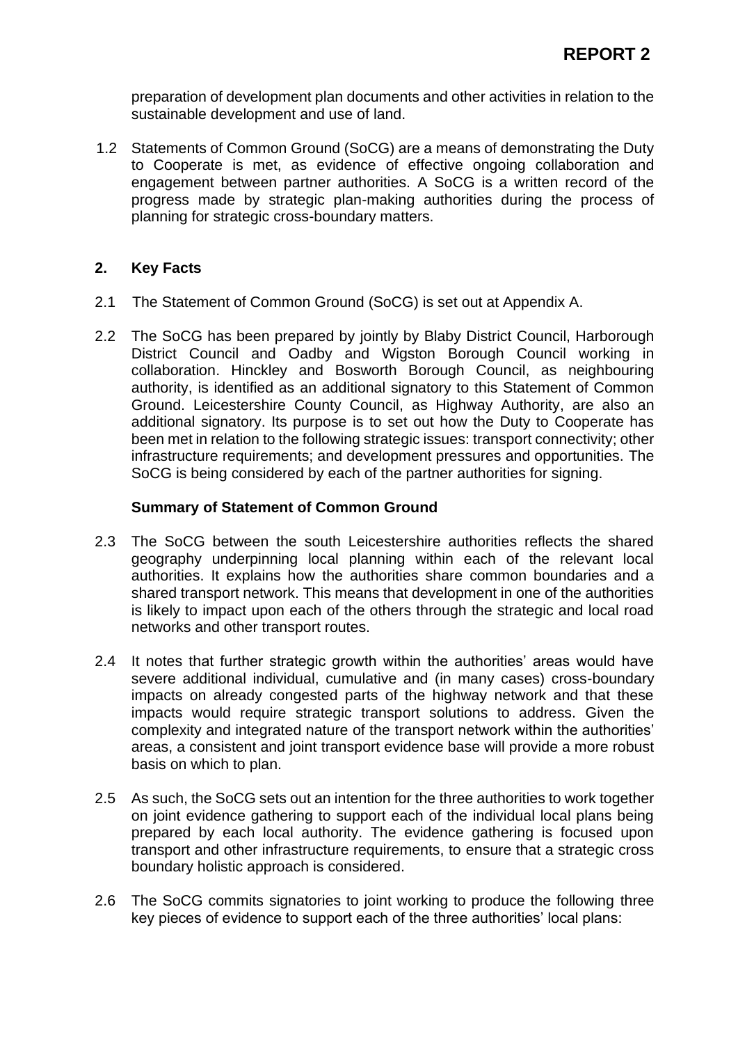preparation of development plan documents and other activities in relation to the sustainable development and use of land.

1.2 Statements of Common Ground (SoCG) are a means of demonstrating the Duty to Cooperate is met, as evidence of effective ongoing collaboration and engagement between partner authorities. A SoCG is a written record of the progress made by strategic plan-making authorities during the process of planning for strategic cross-boundary matters.

## 2. Key Facts

2.1 The Statement of Common Ground (SoCG) is set out at Appendix A.

2.2 The SoCG has been prepared by jointly by Blaby District Council, Harborough District Council and Oadby and Wigston Borough Council working in collaboration. Hinckley and Bosworth Borough Council, as neighbouring authority, is identified as an additional signatory to this Statement of Common Ground. Leicestershire County Council, as Highway Authority, are also an additional signatory. Its purpose is to set out how the Duty to Cooperate has been met in relation to the following strategic issues: transport connectivity; other infrastructure requirements; and development pressures and opportunities. The SoCG is being considered by each of the partner authorities for signing.

### Summary of Statement of Common Ground

2.3 The SoCG between the south Leicestershire authorities reflects the shared geography underpinning local planning within each of the relevant local authorities. It explains how the authorities share common boundaries and a shared transport network. This means that development in one of the authorities is likely to impact upon each of the others through the strategic and local road networks and other transport routes.

2.4 It notes that further strategic growth within the authorities' areas would have severe additional individual, cumulative and (in many cases) cross-boundary impacts on already congested parts of the highway network and that these impacts would require strategic transport solutions to address. Given the complexity and integrated nature of the transport network within the authorities' areas, a consistent and joint transport evidence base will provide a more robust basis on which to plan.

2.5 As such, the SoCG sets out an intention for the three authorities to work together on joint evidence gathering to support each of the individual local plans being prepared by each local authority. The evidence gathering is focused upon transport and other infrastructure requirements, to ensure that a strategic cross boundary holistic approach is considered.

2.6 The SoCG commits signatories to joint working to produce the following three key pieces of evidence to support each of the three authorities' local plans: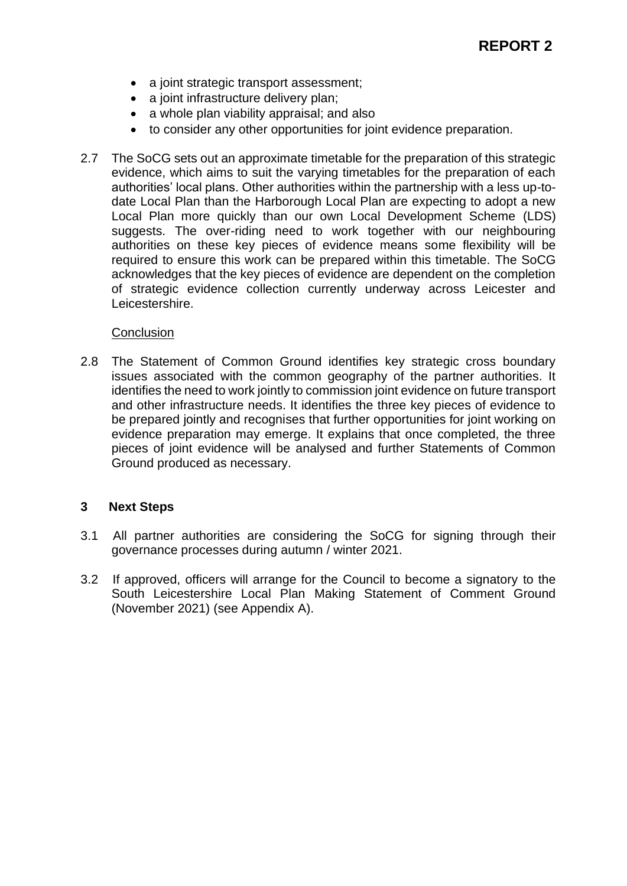- a joint strategic transport assessment;
- a joint infrastructure delivery plan;
- a whole plan viability appraisal; and also
- to consider any other opportunities for joint evidence preparation.

2.7 The SoCG sets out an approximate timetable for the preparation of this strategic evidence, which aims to suit the varying timetables for the preparation of each authorities' local plans. Other authorities within the partnership with a less up-to-date Local Plan than the Harborough Local Plan are expecting to adopt a new Local Plan more quickly than our own Local Development Scheme (LDS) suggests. The over-riding need to work together with our neighbouring authorities on these key pieces of evidence means some flexibility will be required to ensure this work can be prepared within this timetable. The SoCG acknowledges that the key pieces of evidence are dependent on the completion of strategic evidence collection currently underway across Leicester and Leicestershire.

Conclusion

2.8 The Statement of Common Ground identifies key strategic cross boundary issues associated with the common geography of the partner authorities. It identifies the need to work jointly to commission joint evidence on future transport and other infrastructure needs. It identifies the three key pieces of evidence to be prepared jointly and recognises that further opportunities for joint working on evidence preparation may emerge. It explains that once completed, the three pieces of joint evidence will be analysed and further Statements of Common Ground produced as necessary.

## 3 Next Steps

3.1 All partner authorities are considering the SoCG for signing through their governance processes during autumn / winter 2021.

3.2 If approved, officers will arrange for the Council to become a signatory to the South Leicestershire Local Plan Making Statement of Comment Ground (November 2021) (see Appendix A).